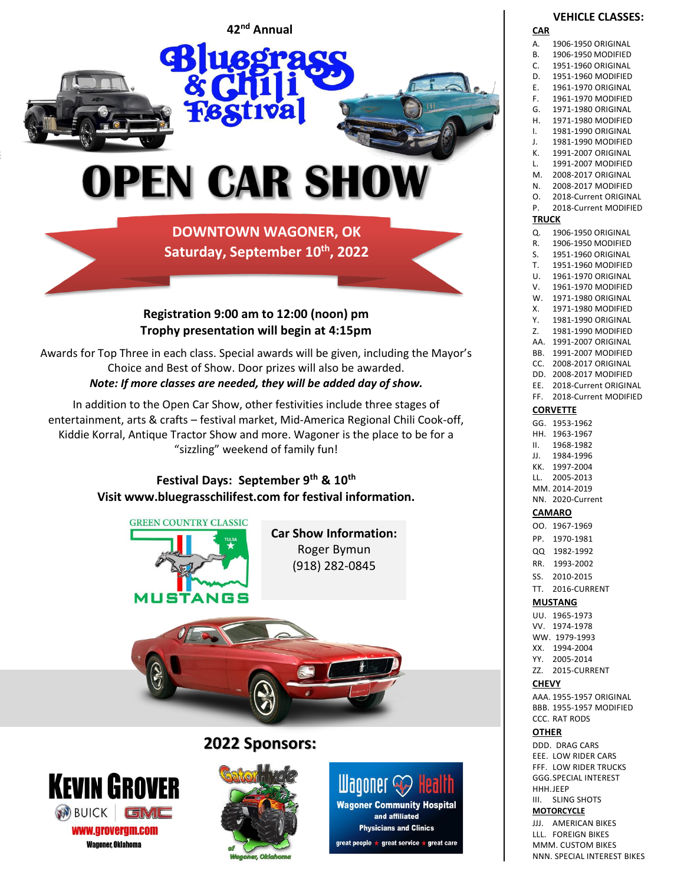42nd Annual

# Bluegrass & Chili Festival

# OPEN CAR SHOW

**DOWNTOWN WAGONER, OK**
**Saturday, September 10th, 2022**

**Registration 9:00 am to 12:00 (noon) pm**
**Trophy presentation will begin at 4:15pm**

Awards for Top Three in each class. Special awards will be given, including the Mayor's Choice and Best of Show. Door prizes will also be awarded.
***Note: If more classes are needed, they will be added day of show.***

In addition to the Open Car Show, other festivities include three stages of entertainment, arts & crafts – festival market, Mid-America Regional Chili Cook-off, Kiddie Korral, Antique Tractor Show and more. Wagoner is the place to be for a "sizzling" weekend of family fun!

**Festival Days: September 9th & 10th**
**Visit www.bluegrasschilifest.com for festival information.**

GREEN COUNTRY CLASSIC MUSTANGS

**Car Show Information:**
Roger Bymun
(918) 282-0845

## 2022 Sponsors:

KEVIN GROVER BUICK GMC www.grovergm.com Wagoner, Oklahoma

Gator Hyde of Wagoner, Oklahoma

Wagoner Health – Wagoner Community Hospital and affiliated Physicians and Clinics – great people ★ great service ★ great care

## VEHICLE CLASSES:

**CAR**

A. 1906-1950 ORIGINAL
B. 1906-1950 MODIFIED
C. 1951-1960 ORIGINAL
D. 1951-1960 MODIFIED
E. 1961-1970 ORIGINAL
F. 1961-1970 MODIFIED
G. 1971-1980 ORIGINAL
H. 1971-1980 MODIFIED
I. 1981-1990 ORIGINAL
J. 1981-1990 MODIFIED
K. 1991-2007 ORIGINAL
L. 1991-2007 MODIFIED
M. 2008-2017 ORIGINAL
N. 2008-2017 MODIFIED
O. 2018-Current ORIGINAL
P. 2018-Current MODIFIED

**TRUCK**

Q. 1906-1950 ORIGINAL
R. 1906-1950 MODIFIED
S. 1951-1960 ORIGINAL
T. 1951-1960 MODIFIED
U. 1961-1970 ORIGINAL
V. 1961-1970 MODIFIED
W. 1971-1980 ORIGINAL
X. 1971-1980 MODIFIED
Y. 1981-1990 ORIGINAL
Z. 1981-1990 MODIFIED
AA. 1991-2007 ORIGINAL
BB. 1991-2007 MODIFIED
CC. 2008-2017 ORIGINAL
DD. 2008-2017 MODIFIED
EE. 2018-Current ORIGINAL
FF. 2018-Current MODIFIED

**CORVETTE**

GG. 1953-1962
HH. 1963-1967
II. 1968-1982
JJ. 1984-1996
KK. 1997-2004
LL. 2005-2013
MM. 2014-2019
NN. 2020-Current

**CAMARO**

OO. 1967-1969
PP. 1970-1981
QQ 1982-1992
RR. 1993-2002
SS. 2010-2015
TT. 2016-CURRENT

**MUSTANG**

UU. 1965-1973
VV. 1974-1978
WW. 1979-1993
XX. 1994-2004
YY. 2005-2014
ZZ. 2015-CURRENT

**CHEVY**

AAA. 1955-1957 ORIGINAL
BBB. 1955-1957 MODIFIED
CCC. RAT RODS

**OTHER**

DDD. DRAG CARS
EEE. LOW RIDER CARS
FFF. LOW RIDER TRUCKS
GGG. SPECIAL INTEREST
HHH. JEEP
III. SLING SHOTS

**MOTORCYCLE**

JJJ. AMERICAN BIKES
LLL. FOREIGN BIKES
MMM. CUSTOM BIKES
NNN. SPECIAL INTEREST BIKES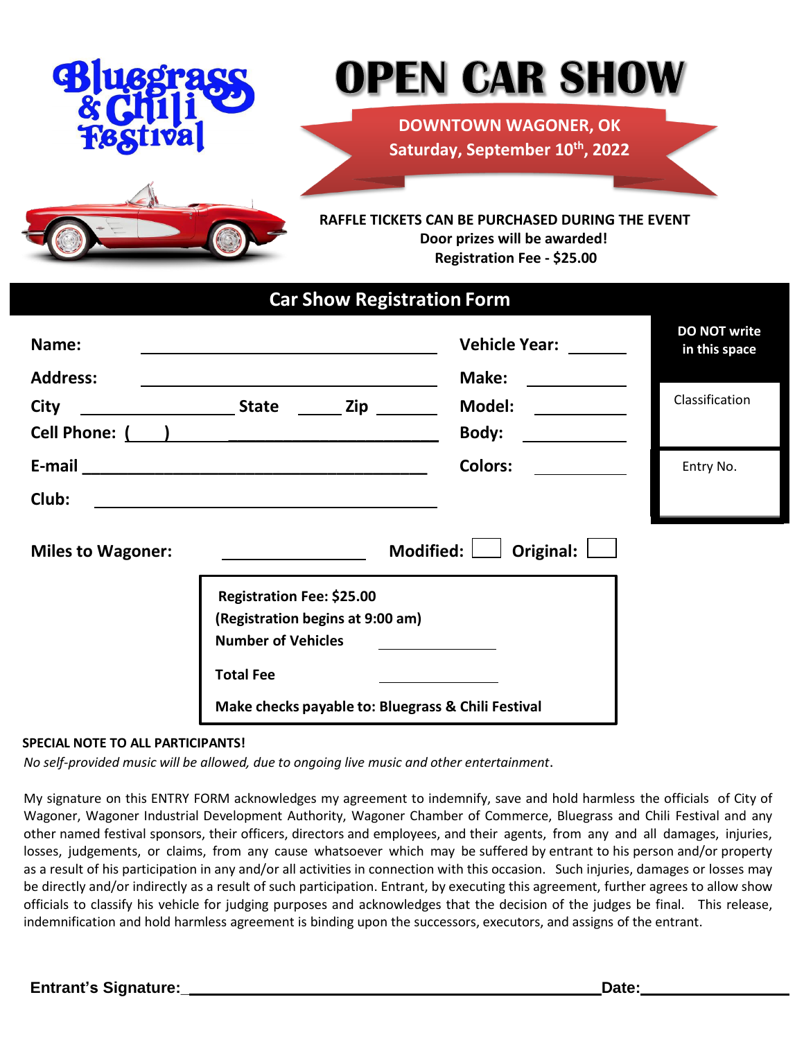**Bluegrass & Chili Festival**

# OPEN CAR SHOW

**DOWNTOWN WAGONER, OK**
**Saturday, September 10th, 2022**

**RAFFLE TICKETS CAN BE PURCHASED DURING THE EVENT**
**Door prizes will be awarded!**
**Registration Fee - $25.00**

## Car Show Registration Form

**Name:** ______________________________

**Address:** ______________________________

**City** ________________ **State** _____ **Zip** _______

**Cell Phone: (     )** ______________________

**E-mail** ______________________________

**Club:** ______________________________

**Vehicle Year:** ______

**Make:** __________

**Model:** __________

**Body:** __________

**Colors:** __________

| **DO NOT write in this space** |
|---|
| Classification |
| Entry No. |

**Miles to Wagoner:** ______________ **Modified:** ☐ **Original:** ☐

**Registration Fee: $25.00**
**(Registration begins at 9:00 am)**
**Number of Vehicles** ______________

**Total Fee** ______________

**Make checks payable to: Bluegrass & Chili Festival**

**SPECIAL NOTE TO ALL PARTICIPANTS!**

*No self-provided music will be allowed, due to ongoing live music and other entertainment*.

My signature on this ENTRY FORM acknowledges my agreement to indemnify, save and hold harmless the officials of City of Wagoner, Wagoner Industrial Development Authority, Wagoner Chamber of Commerce, Bluegrass and Chili Festival and any other named festival sponsors, their officers, directors and employees, and their agents, from any and all damages, injuries, losses, judgements, or claims, from any cause whatsoever which may be suffered by entrant to his person and/or property as a result of his participation in any and/or all activities in connection with this occasion. Such injuries, damages or losses may be directly and/or indirectly as a result of such participation. Entrant, by executing this agreement, further agrees to allow show officials to classify his vehicle for judging purposes and acknowledges that the decision of the judges be final. This release, indemnification and hold harmless agreement is binding upon the successors, executors, and assigns of the entrant.

**Entrant's Signature:** ______________________________ **Date:** ______________